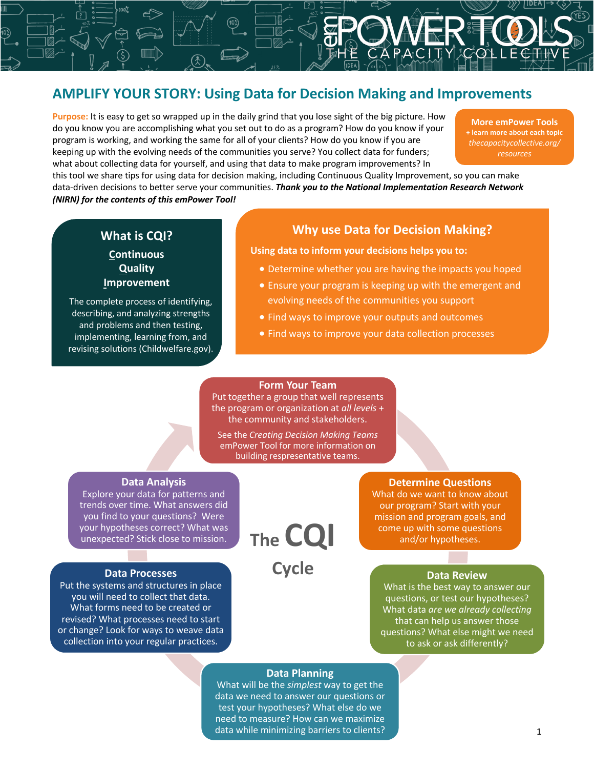# emPOWER TOOLS — THE CAPACITY COLLECTIVE

## AMPLIFY YOUR STORY: Using Data for Decision Making and Improvements

**Purpose:** It is easy to get so wrapped up in the daily grind that you lose sight of the big picture. How do you know you are accomplishing what you set out to do as a program? How do you know if your program is working, and working the same for all of your clients? How do you know if you are keeping up with the evolving needs of the communities you serve? You collect data for funders; what about collecting data for yourself, and using that data to make program improvements? In this tool we share tips for using data for decision making, including Continuous Quality Improvement, so you can make data-driven decisions to better serve your communities. ***Thank you to the National Implementation Research Network (NIRN) for the contents of this emPower Tool!***

**More emPower Tools**
**+ learn more about each topic**
*thecapacitycollective.org/resources*

### What is CQI?

**Continuous Quality Improvement**

The complete process of identifying, describing, and analyzing strengths and problems and then testing, implementing, learning from, and revising solutions (Childwelfare.gov).

### Why use Data for Decision Making?

**Using data to inform your decisions helps you to:**

- Determine whether you are having the impacts you hoped
- Ensure your program is keeping up with the emergent and evolving needs of the communities you support
- Find ways to improve your outputs and outcomes
- Find ways to improve your data collection processes

### The CQI Cycle

**Form Your Team**
Put together a group that well represents the program or organization at *all levels* + the community and stakeholders.
See the *Creating Decision Making Teams* emPower Tool for more information on building representative teams.

**Determine Questions**
What do we want to know about our program? Start with your mission and program goals, and come up with some questions and/or hypotheses.

**Data Review**
What is the best way to answer our questions, or test our hypotheses? What data *are we already collecting* that can help us answer those questions? What else might we need to ask or ask differently?

**Data Planning**
What will be the *simplest* way to get the data we need to answer our questions or test your hypotheses? What else do we need to measure? How can we maximize data while minimizing barriers to clients?

**Data Processes**
Put the systems and structures in place you will need to collect that data. What forms need to be created or revised? What processes need to start or change? Look for ways to weave data collection into your regular practices.

**Data Analysis**
Explore your data for patterns and trends over time. What answers did you find to your questions? Were your hypotheses correct? What was unexpected? Stick close to mission.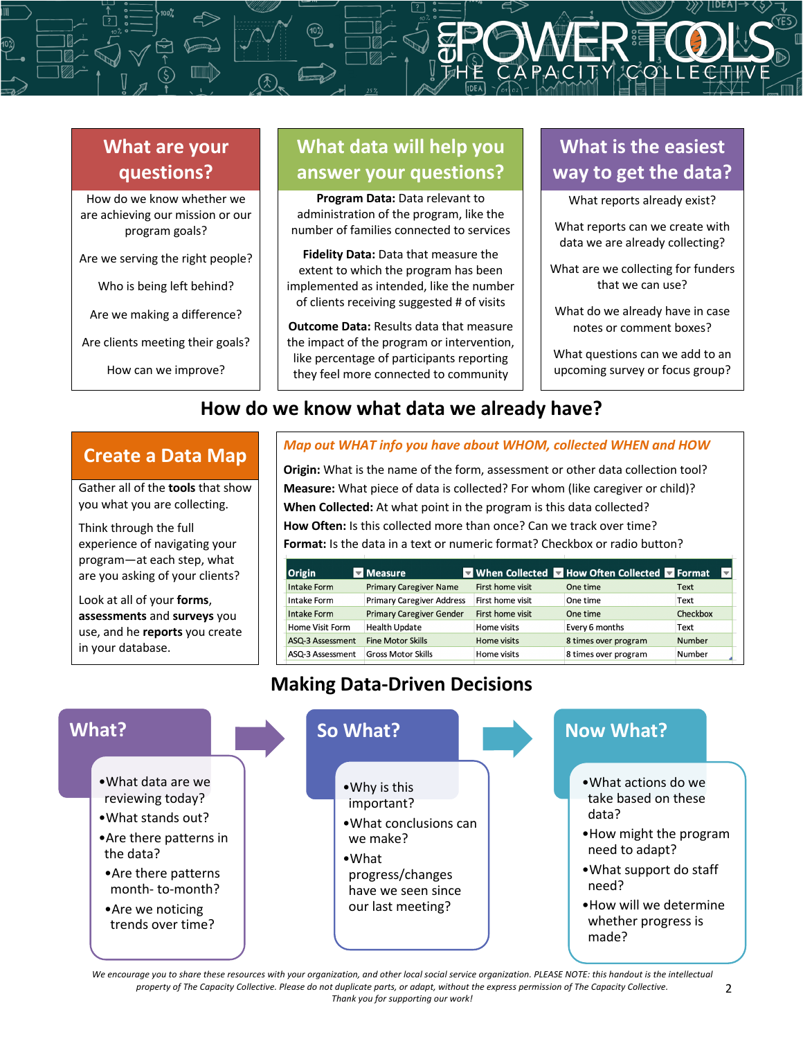## What are your questions?

How do we know whether we are achieving our mission or our program goals?

Are we serving the right people?

Who is being left behind?

Are we making a difference?

Are clients meeting their goals?

How can we improve?

## What data will help you answer your questions?

**Program Data:** Data relevant to administration of the program, like the number of families connected to services

**Fidelity Data:** Data that measure the extent to which the program has been implemented as intended, like the number of clients receiving suggested # of visits

**Outcome Data:** Results data that measure the impact of the program or intervention, like percentage of participants reporting they feel more connected to community

## What is the easiest way to get the data?

What reports already exist?

What reports can we create with data we are already collecting?

What are we collecting for funders that we can use?

What do we already have in case notes or comment boxes?

What questions can we add to an upcoming survey or focus group?

# How do we know what data we already have?

## Create a Data Map

Gather all of the **tools** that show you what you are collecting.

Think through the full experience of navigating your program—at each step, what are you asking of your clients?

Look at all of your **forms**, **assessments** and **surveys** you use, and he **reports** you create in your database.

*Map out WHAT info you have about WHOM, collected WHEN and HOW*

**Origin:** What is the name of the form, assessment or other data collection tool?
**Measure:** What piece of data is collected? For whom (like caregiver or child)?
**When Collected:** At what point in the program is this data collected?
**How Often:** Is this collected more than once? Can we track over time?
**Format:** Is the data in a text or numeric format? Checkbox or radio button?

| Origin | Measure | When Collected | How Often Collected | Format |
|---|---|---|---|---|
| Intake Form | Primary Caregiver Name | First home visit | One time | Text |
| Intake Form | Primary Caregiver Address | First home visit | One time | Text |
| Intake Form | Primary Caregiver Gender | First home visit | One time | Checkbox |
| Home Visit Form | Health Update | Home visits | Every 6 months | Text |
| ASQ-3 Assessment | Fine Motor Skills | Home visits | 8 times over program | Number |
| ASQ-3 Assessment | Gross Motor Skills | Home visits | 8 times over program | Number |

# Making Data-Driven Decisions

## What?

- What data are we reviewing today?
- What stands out?
- Are there patterns in the data?
  - Are there patterns month- to-month?
  - Are we noticing trends over time?

## So What?

- Why is this important?
- What conclusions can we make?
- What progress/changes have we seen since our last meeting?

## Now What?

- What actions do we take based on these data?
- How might the program need to adapt?
- What support do staff need?
- How will we determine whether progress is made?

*We encourage you to share these resources with your organization, and other local social service organization. PLEASE NOTE: this handout is the intellectual property of The Capacity Collective. Please do not duplicate parts, or adapt, without the express permission of The Capacity Collective. Thank you for supporting our work!*